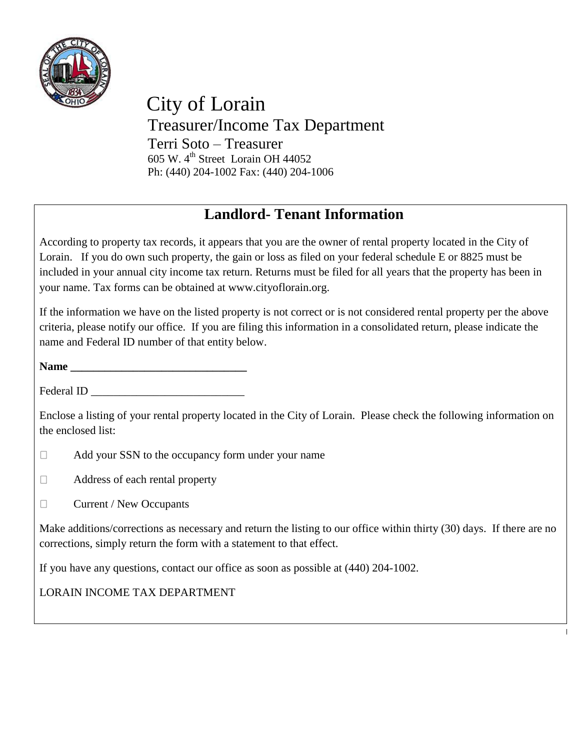# City of Lorain

## Treasurer/Income Tax Department

Terri Soto – Treasurer
605 W. 4th Street Lorain OH 44052
Ph: (440) 204-1002 Fax: (440) 204-1006

## Landlord- Tenant Information

According to property tax records, it appears that you are the owner of rental property located in the City of Lorain. If you do own such property, the gain or loss as filed on your federal schedule E or 8825 must be included in your annual city income tax return. Returns must be filed for all years that the property has been in your name. Tax forms can be obtained at www.cityoflorain.org.

If the information we have on the listed property is not correct or is not considered rental property per the above criteria, please notify our office. If you are filing this information in a consolidated return, please indicate the name and Federal ID number of that entity below.

**Name** _______________________________

Federal ID ___________________________

Enclose a listing of your rental property located in the City of Lorain. Please check the following information on the enclosed list:

- ☐ Add your SSN to the occupancy form under your name
- ☐ Address of each rental property
- ☐ Current / New Occupants

Make additions/corrections as necessary and return the listing to our office within thirty (30) days. If there are no corrections, simply return the form with a statement to that effect.

If you have any questions, contact our office as soon as possible at (440) 204-1002.

LORAIN INCOME TAX DEPARTMENT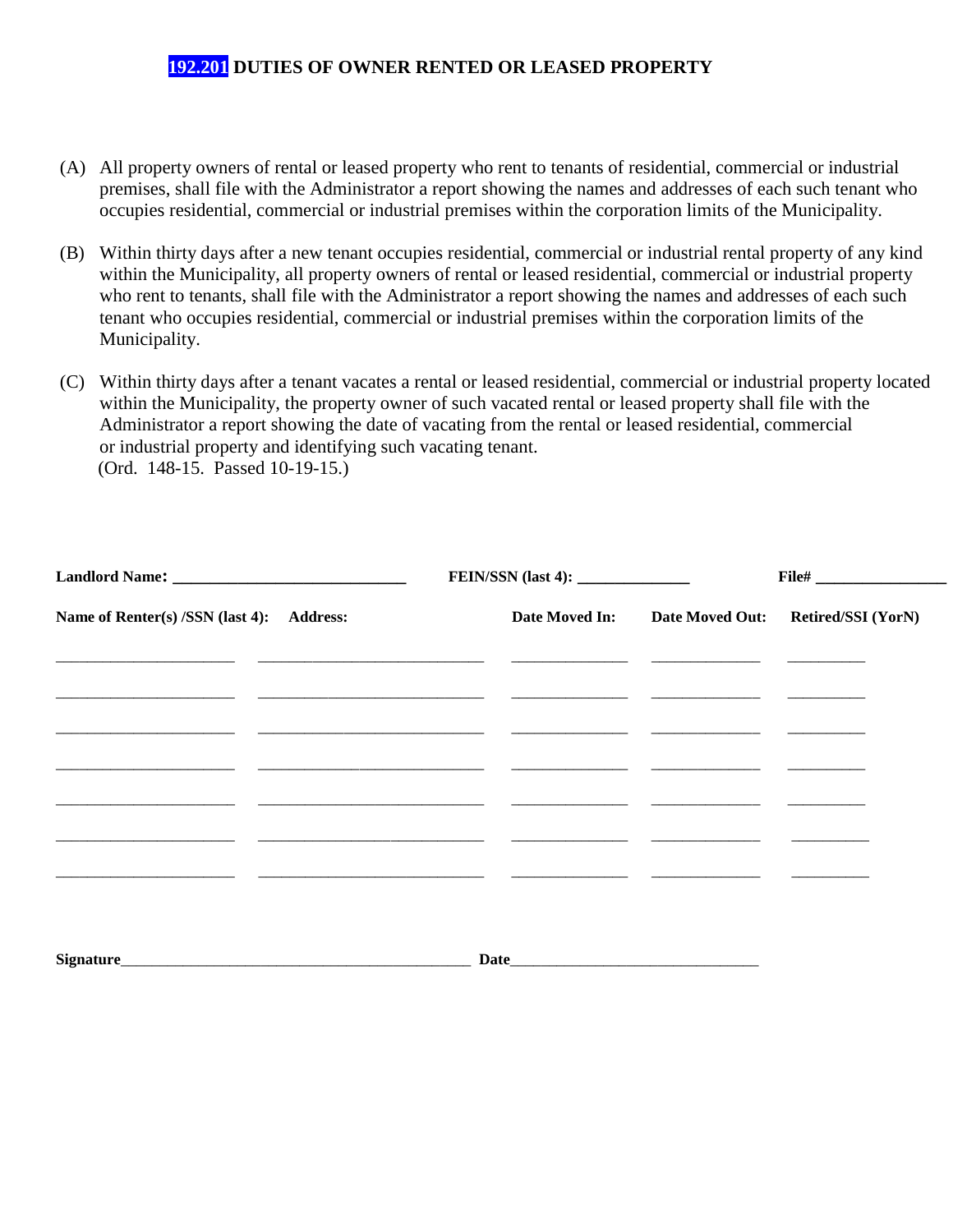# 192.201 DUTIES OF OWNER RENTED OR LEASED PROPERTY

(A) All property owners of rental or leased property who rent to tenants of residential, commercial or industrial premises, shall file with the Administrator a report showing the names and addresses of each such tenant who occupies residential, commercial or industrial premises within the corporation limits of the Municipality.

(B) Within thirty days after a new tenant occupies residential, commercial or industrial rental property of any kind within the Municipality, all property owners of rental or leased residential, commercial or industrial property who rent to tenants, shall file with the Administrator a report showing the names and addresses of each such tenant who occupies residential, commercial or industrial premises within the corporation limits of the Municipality.

(C) Within thirty days after a tenant vacates a rental or leased residential, commercial or industrial property located within the Municipality, the property owner of such vacated rental or leased property shall file with the Administrator a report showing the date of vacating from the rental or leased residential, commercial or industrial property and identifying such vacating tenant.
(Ord. 148-15. Passed 10-19-15.)

**Landlord Name:** ____________________________ **FEIN/SSN (last 4):** ______________ **File#** ________________

| Name of Renter(s) /SSN (last 4): | Address: | Date Moved In: | Date Moved Out: | Retired/SSI (YorN) |
|---|---|---|---|---|
| | | | | |
| | | | | |
| | | | | |
| | | | | |
| | | | | |
| | | | | |
| | | | | |

**Signature**______________________________________________ **Date**________________________________